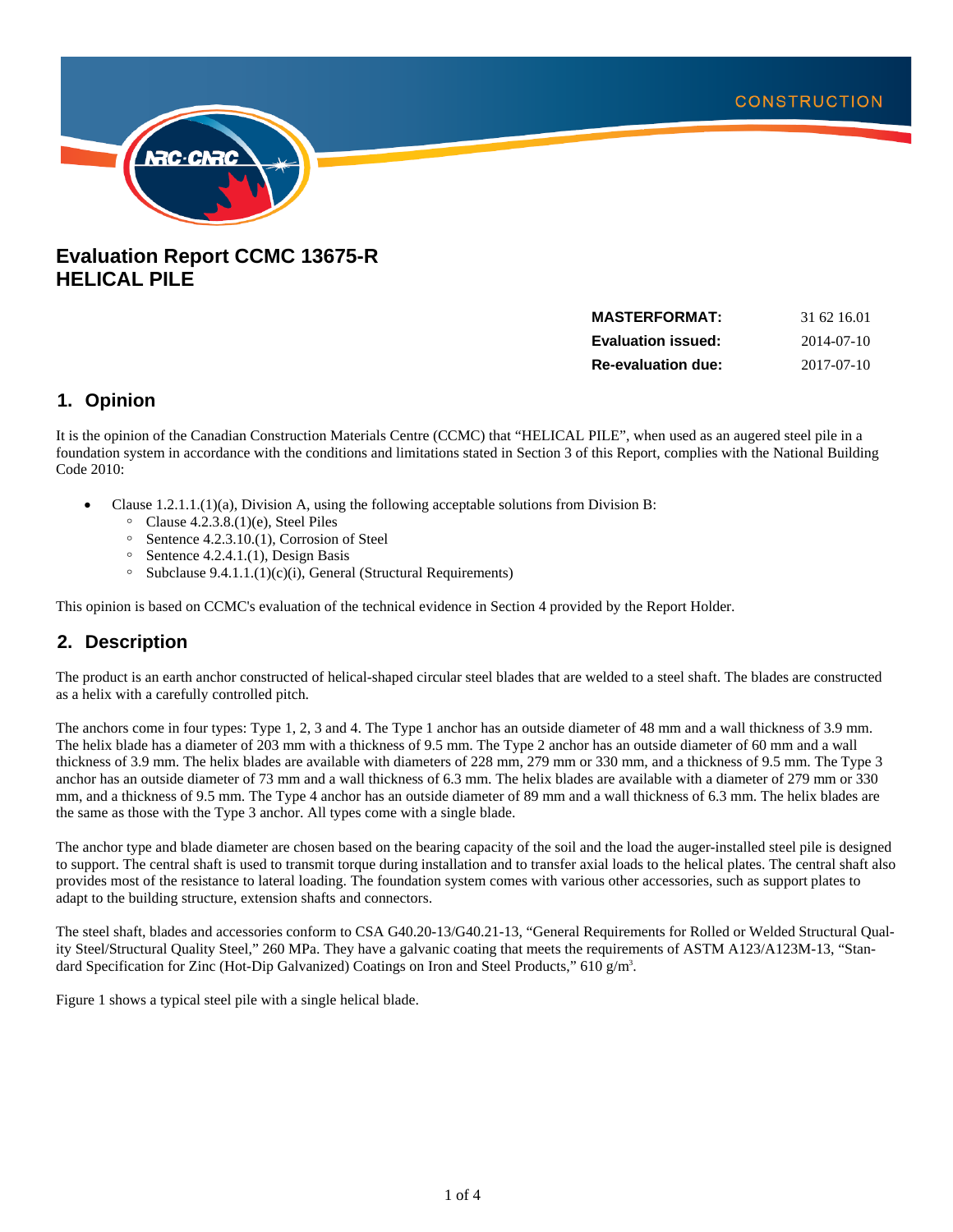CONSTRUCTION

# Evaluation Report CCMC 13675-R HELICAL PILE

| | |
|---|---|
| **MASTERFORMAT:** | 31 62 16.01 |
| **Evaluation issued:** | 2014-07-10 |
| **Re-evaluation due:** | 2017-07-10 |

## 1. Opinion

It is the opinion of the Canadian Construction Materials Centre (CCMC) that "HELICAL PILE", when used as an augered steel pile in a foundation system in accordance with the conditions and limitations stated in Section 3 of this Report, complies with the National Building Code 2010:

- Clause 1.2.1.1.(1)(a), Division A, using the following acceptable solutions from Division B:
  - Clause 4.2.3.8.(1)(e), Steel Piles
  - Sentence 4.2.3.10.(1), Corrosion of Steel
  - Sentence 4.2.4.1.(1), Design Basis
  - Subclause 9.4.1.1.(1)(c)(i), General (Structural Requirements)

This opinion is based on CCMC's evaluation of the technical evidence in Section 4 provided by the Report Holder.

## 2. Description

The product is an earth anchor constructed of helical-shaped circular steel blades that are welded to a steel shaft. The blades are constructed as a helix with a carefully controlled pitch.

The anchors come in four types: Type 1, 2, 3 and 4. The Type 1 anchor has an outside diameter of 48 mm and a wall thickness of 3.9 mm. The helix blade has a diameter of 203 mm with a thickness of 9.5 mm. The Type 2 anchor has an outside diameter of 60 mm and a wall thickness of 3.9 mm. The helix blades are available with diameters of 228 mm, 279 mm or 330 mm, and a thickness of 9.5 mm. The Type 3 anchor has an outside diameter of 73 mm and a wall thickness of 6.3 mm. The helix blades are available with a diameter of 279 mm or 330 mm, and a thickness of 9.5 mm. The Type 4 anchor has an outside diameter of 89 mm and a wall thickness of 6.3 mm. The helix blades are the same as those with the Type 3 anchor. All types come with a single blade.

The anchor type and blade diameter are chosen based on the bearing capacity of the soil and the load the auger-installed steel pile is designed to support. The central shaft is used to transmit torque during installation and to transfer axial loads to the helical plates. The central shaft also provides most of the resistance to lateral loading. The foundation system comes with various other accessories, such as support plates to adapt to the building structure, extension shafts and connectors.

The steel shaft, blades and accessories conform to CSA G40.20-13/G40.21-13, "General Requirements for Rolled or Welded Structural Quality Steel/Structural Quality Steel," 260 MPa. They have a galvanic coating that meets the requirements of ASTM A123/A123M-13, "Standard Specification for Zinc (Hot-Dip Galvanized) Coatings on Iron and Steel Products," 610 g/m$^3$.

Figure 1 shows a typical steel pile with a single helical blade.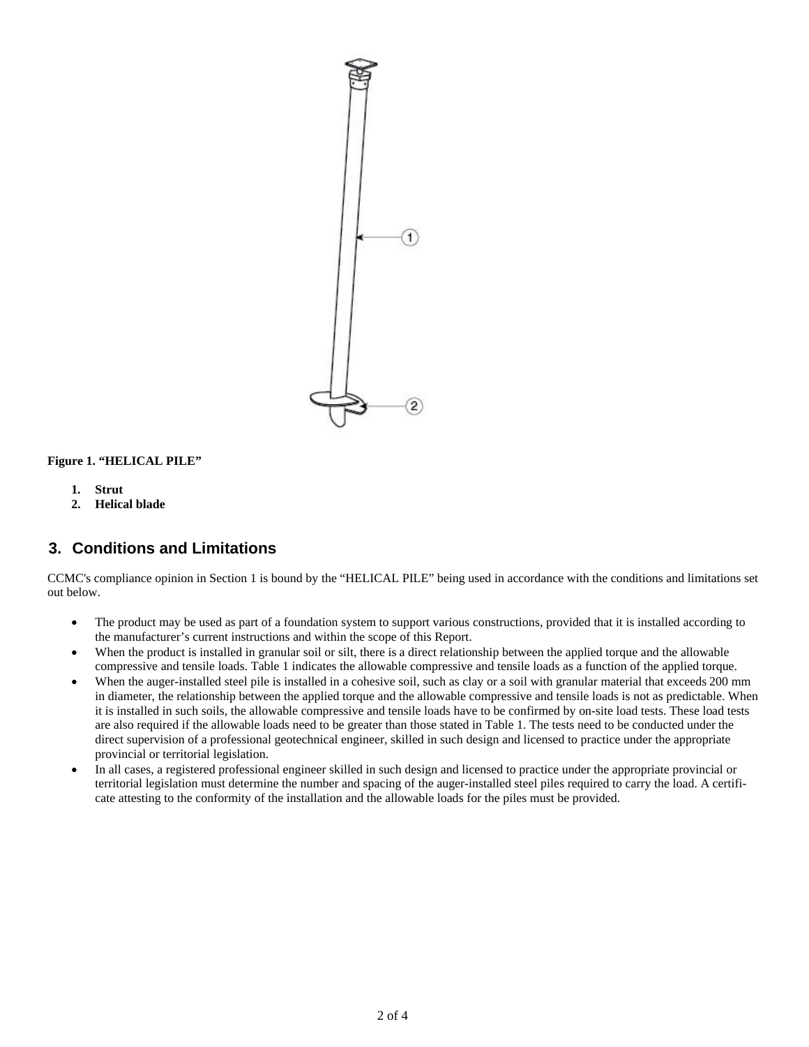**Figure 1. "HELICAL PILE"**

1. **Strut**
2. **Helical blade**

## 3. Conditions and Limitations

CCMC's compliance opinion in Section 1 is bound by the "HELICAL PILE" being used in accordance with the conditions and limitations set out below.

- The product may be used as part of a foundation system to support various constructions, provided that it is installed according to the manufacturer's current instructions and within the scope of this Report.
- When the product is installed in granular soil or silt, there is a direct relationship between the applied torque and the allowable compressive and tensile loads. Table 1 indicates the allowable compressive and tensile loads as a function of the applied torque.
- When the auger-installed steel pile is installed in a cohesive soil, such as clay or a soil with granular material that exceeds 200 mm in diameter, the relationship between the applied torque and the allowable compressive and tensile loads is not as predictable. When it is installed in such soils, the allowable compressive and tensile loads have to be confirmed by on-site load tests. These load tests are also required if the allowable loads need to be greater than those stated in Table 1. The tests need to be conducted under the direct supervision of a professional geotechnical engineer, skilled in such design and licensed to practice under the appropriate provincial or territorial legislation.
- In all cases, a registered professional engineer skilled in such design and licensed to practice under the appropriate provincial or territorial legislation must determine the number and spacing of the auger-installed steel piles required to carry the load. A certificate attesting to the conformity of the installation and the allowable loads for the piles must be provided.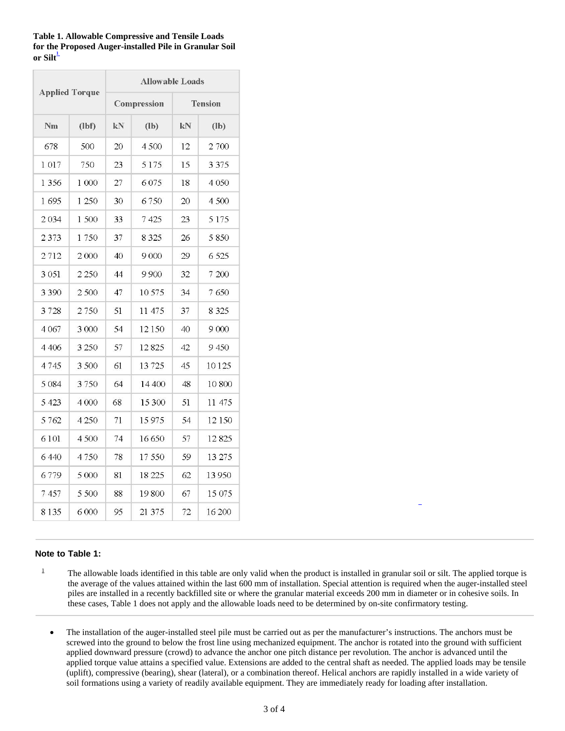**Table 1. Allowable Compressive and Tensile Loads for the Proposed Auger-installed Pile in Granular Soil or Silt**[1]

| Applied Torque | | Allowable Loads | | | |
|---|---|---|---|---|---|
| | | Compression | | Tension | |
| Nm | (lbf) | kN | (lb) | kN | (lb) |
| 678 | 500 | 20 | 4 500 | 12 | 2 700 |
| 1 017 | 750 | 23 | 5 175 | 15 | 3 375 |
| 1 356 | 1 000 | 27 | 6 075 | 18 | 4 050 |
| 1 695 | 1 250 | 30 | 6 750 | 20 | 4 500 |
| 2 034 | 1 500 | 33 | 7 425 | 23 | 5 175 |
| 2 373 | 1 750 | 37 | 8 325 | 26 | 5 850 |
| 2 712 | 2 000 | 40 | 9 000 | 29 | 6 525 |
| 3 051 | 2 250 | 44 | 9 900 | 32 | 7 200 |
| 3 390 | 2 500 | 47 | 10 575 | 34 | 7 650 |
| 3 728 | 2 750 | 51 | 11 475 | 37 | 8 325 |
| 4 067 | 3 000 | 54 | 12 150 | 40 | 9 000 |
| 4 406 | 3 250 | 57 | 12 825 | 42 | 9 450 |
| 4 745 | 3 500 | 61 | 13 725 | 45 | 10 125 |
| 5 084 | 3 750 | 64 | 14 400 | 48 | 10 800 |
| 5 423 | 4 000 | 68 | 15 300 | 51 | 11 475 |
| 5 762 | 4 250 | 71 | 15 975 | 54 | 12 150 |
| 6 101 | 4 500 | 74 | 16 650 | 57 | 12 825 |
| 6 440 | 4 750 | 78 | 17 550 | 59 | 13 275 |
| 6 779 | 5 000 | 81 | 18 225 | 62 | 13 950 |
| 7 457 | 5 500 | 88 | 19 800 | 67 | 15 075 |
| 8 135 | 6 000 | 95 | 21 375 | 72 | 16 200 |

**Note to Table 1:**

[1] The allowable loads identified in this table are only valid when the product is installed in granular soil or silt. The applied torque is the average of the values attained within the last 600 mm of installation. Special attention is required when the auger-installed steel piles are installed in a recently backfilled site or where the granular material exceeds 200 mm in diameter or in cohesive soils. In these cases, Table 1 does not apply and the allowable loads need to be determined by on-site confirmatory testing.

- The installation of the auger-installed steel pile must be carried out as per the manufacturer's instructions. The anchors must be screwed into the ground to below the frost line using mechanized equipment. The anchor is rotated into the ground with sufficient applied downward pressure (crowd) to advance the anchor one pitch distance per revolution. The anchor is advanced until the applied torque value attains a specified value. Extensions are added to the central shaft as needed. The applied loads may be tensile (uplift), compressive (bearing), shear (lateral), or a combination thereof. Helical anchors are rapidly installed in a wide variety of soil formations using a variety of readily available equipment. They are immediately ready for loading after installation.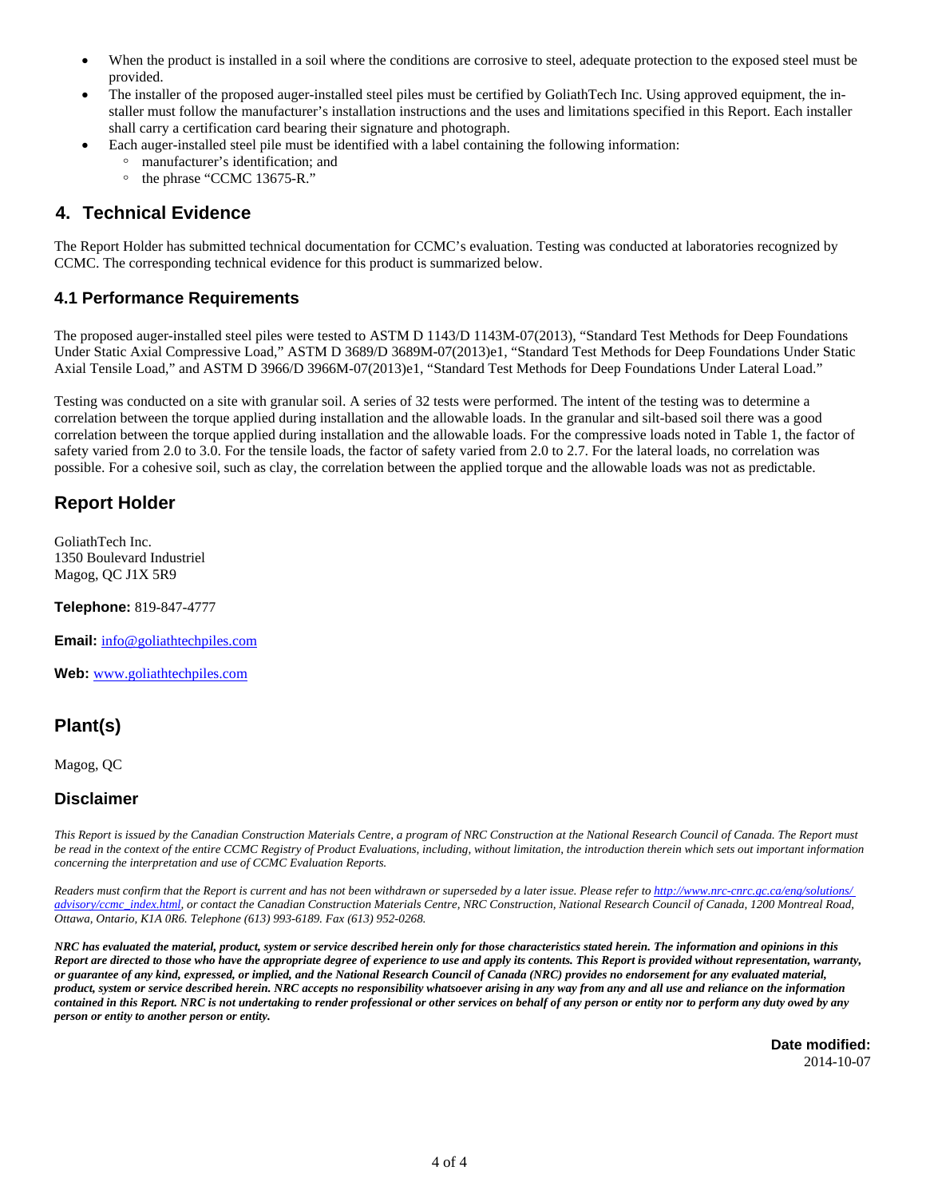- When the product is installed in a soil where the conditions are corrosive to steel, adequate protection to the exposed steel must be provided.
- The installer of the proposed auger-installed steel piles must be certified by GoliathTech Inc. Using approved equipment, the installer must follow the manufacturer's installation instructions and the uses and limitations specified in this Report. Each installer shall carry a certification card bearing their signature and photograph.
- Each auger-installed steel pile must be identified with a label containing the following information:
  - manufacturer's identification; and
  - the phrase "CCMC 13675-R."

## 4. Technical Evidence

The Report Holder has submitted technical documentation for CCMC's evaluation. Testing was conducted at laboratories recognized by CCMC. The corresponding technical evidence for this product is summarized below.

### 4.1 Performance Requirements

The proposed auger-installed steel piles were tested to ASTM D 1143/D 1143M-07(2013), "Standard Test Methods for Deep Foundations Under Static Axial Compressive Load," ASTM D 3689/D 3689M-07(2013)e1, "Standard Test Methods for Deep Foundations Under Static Axial Tensile Load," and ASTM D 3966/D 3966M-07(2013)e1, "Standard Test Methods for Deep Foundations Under Lateral Load."

Testing was conducted on a site with granular soil. A series of 32 tests were performed. The intent of the testing was to determine a correlation between the torque applied during installation and the allowable loads. In the granular and silt-based soil there was a good correlation between the torque applied during installation and the allowable loads. For the compressive loads noted in Table 1, the factor of safety varied from 2.0 to 3.0. For the tensile loads, the factor of safety varied from 2.0 to 2.7. For the lateral loads, no correlation was possible. For a cohesive soil, such as clay, the correlation between the applied torque and the allowable loads was not as predictable.

## Report Holder

GoliathTech Inc.
1350 Boulevard Industriel
Magog, QC J1X 5R9

**Telephone:** 819-847-4777

**Email:** info@goliathtechpiles.com

**Web:** www.goliathtechpiles.com

## Plant(s)

Magog, QC

## Disclaimer

*This Report is issued by the Canadian Construction Materials Centre, a program of NRC Construction at the National Research Council of Canada. The Report must be read in the context of the entire CCMC Registry of Product Evaluations, including, without limitation, the introduction therein which sets out important information concerning the interpretation and use of CCMC Evaluation Reports.*

*Readers must confirm that the Report is current and has not been withdrawn or superseded by a later issue. Please refer to http://www.nrc-cnrc.gc.ca/eng/solutions/advisory/ccmc_index.html, or contact the Canadian Construction Materials Centre, NRC Construction, National Research Council of Canada, 1200 Montreal Road, Ottawa, Ontario, K1A 0R6. Telephone (613) 993-6189. Fax (613) 952-0268.*

***NRC has evaluated the material, product, system or service described herein only for those characteristics stated herein. The information and opinions in this Report are directed to those who have the appropriate degree of experience to use and apply its contents. This Report is provided without representation, warranty, or guarantee of any kind, expressed, or implied, and the National Research Council of Canada (NRC) provides no endorsement for any evaluated material, product, system or service described herein. NRC accepts no responsibility whatsoever arising in any way from any and all use and reliance on the information contained in this Report. NRC is not undertaking to render professional or other services on behalf of any person or entity nor to perform any duty owed by any person or entity to another person or entity.***

**Date modified:**
2014-10-07